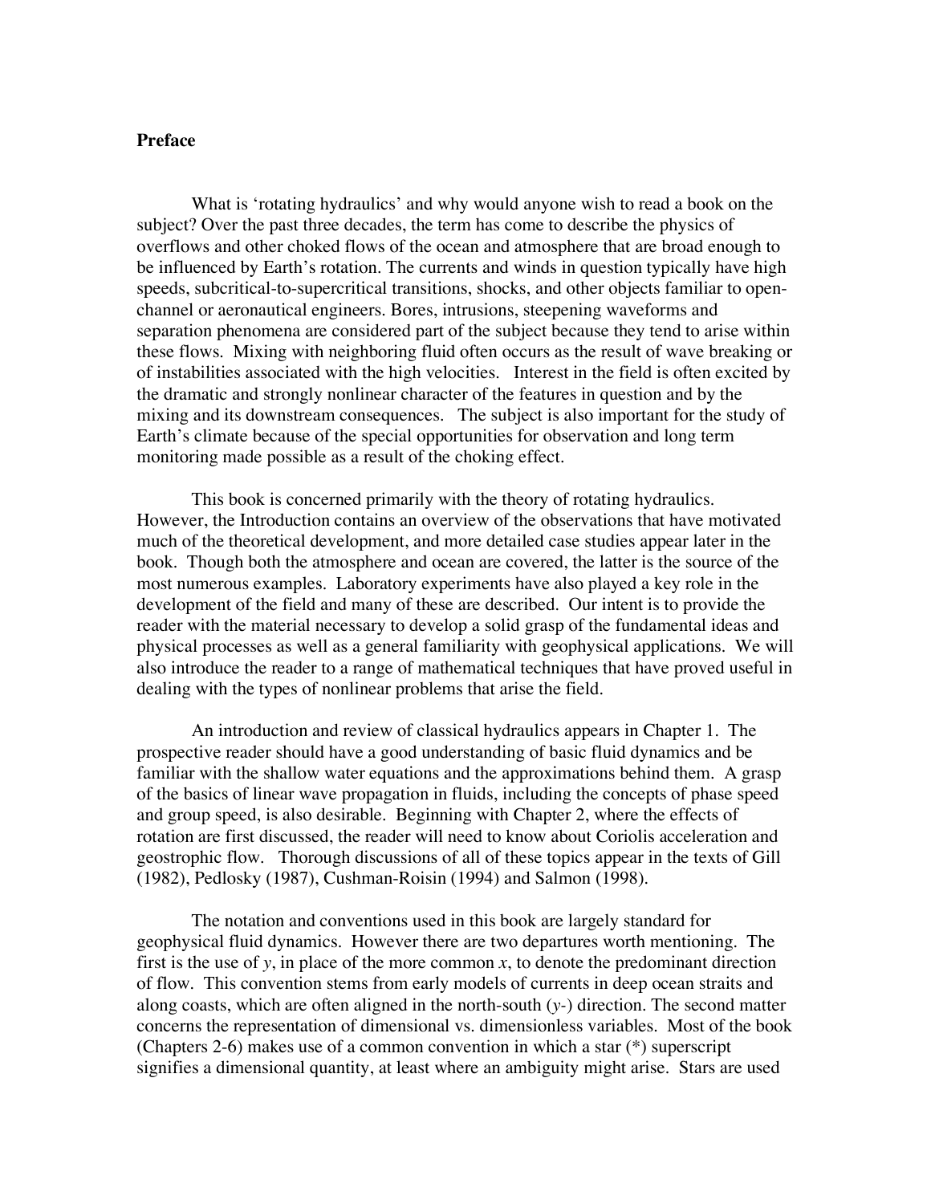## Preface

What is 'rotating hydraulics' and why would anyone wish to read a book on the subject? Over the past three decades, the term has come to describe the physics of overflows and other choked flows of the ocean and atmosphere that are broad enough to be influenced by Earth's rotation. The currents and winds in question typically have high speeds, subcritical-to-supercritical transitions, shocks, and other objects familiar to open-channel or aeronautical engineers. Bores, intrusions, steepening waveforms and separation phenomena are considered part of the subject because they tend to arise within these flows. Mixing with neighboring fluid often occurs as the result of wave breaking or of instabilities associated with the high velocities. Interest in the field is often excited by the dramatic and strongly nonlinear character of the features in question and by the mixing and its downstream consequences. The subject is also important for the study of Earth's climate because of the special opportunities for observation and long term monitoring made possible as a result of the choking effect.

This book is concerned primarily with the theory of rotating hydraulics. However, the Introduction contains an overview of the observations that have motivated much of the theoretical development, and more detailed case studies appear later in the book. Though both the atmosphere and ocean are covered, the latter is the source of the most numerous examples. Laboratory experiments have also played a key role in the development of the field and many of these are described. Our intent is to provide the reader with the material necessary to develop a solid grasp of the fundamental ideas and physical processes as well as a general familiarity with geophysical applications. We will also introduce the reader to a range of mathematical techniques that have proved useful in dealing with the types of nonlinear problems that arise the field.

An introduction and review of classical hydraulics appears in Chapter 1. The prospective reader should have a good understanding of basic fluid dynamics and be familiar with the shallow water equations and the approximations behind them. A grasp of the basics of linear wave propagation in fluids, including the concepts of phase speed and group speed, is also desirable. Beginning with Chapter 2, where the effects of rotation are first discussed, the reader will need to know about Coriolis acceleration and geostrophic flow. Thorough discussions of all of these topics appear in the texts of Gill (1982), Pedlosky (1987), Cushman-Roisin (1994) and Salmon (1998).

The notation and conventions used in this book are largely standard for geophysical fluid dynamics. However there are two departures worth mentioning. The first is the use of *y*, in place of the more common *x*, to denote the predominant direction of flow. This convention stems from early models of currents in deep ocean straits and along coasts, which are often aligned in the north-south (*y*-) direction. The second matter concerns the representation of dimensional vs. dimensionless variables. Most of the book (Chapters 2-6) makes use of a common convention in which a star (*) superscript signifies a dimensional quantity, at least where an ambiguity might arise. Stars are used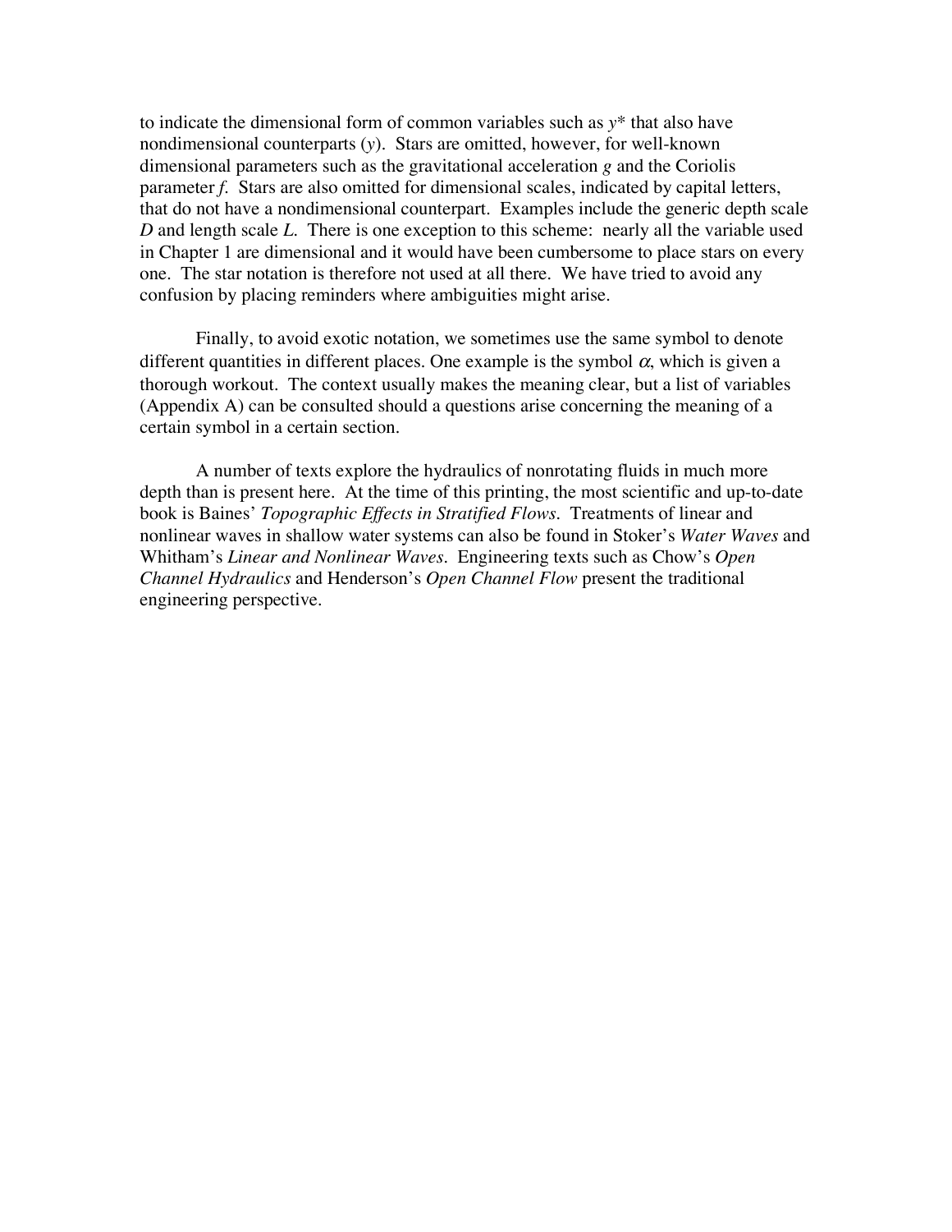to indicate the dimensional form of common variables such as $y^*$ that also have nondimensional counterparts ($y$). Stars are omitted, however, for well-known dimensional parameters such as the gravitational acceleration $g$ and the Coriolis parameter $f$. Stars are also omitted for dimensional scales, indicated by capital letters, that do not have a nondimensional counterpart. Examples include the generic depth scale $D$ and length scale $L$. There is one exception to this scheme: nearly all the variable used in Chapter 1 are dimensional and it would have been cumbersome to place stars on every one. The star notation is therefore not used at all there. We have tried to avoid any confusion by placing reminders where ambiguities might arise.

Finally, to avoid exotic notation, we sometimes use the same symbol to denote different quantities in different places. One example is the symbol $\alpha$, which is given a thorough workout. The context usually makes the meaning clear, but a list of variables (Appendix A) can be consulted should a questions arise concerning the meaning of a certain symbol in a certain section.

A number of texts explore the hydraulics of nonrotating fluids in much more depth than is present here. At the time of this printing, the most scientific and up-to-date book is Baines' *Topographic Effects in Stratified Flows*. Treatments of linear and nonlinear waves in shallow water systems can also be found in Stoker's *Water Waves* and Whitham's *Linear and Nonlinear Waves*. Engineering texts such as Chow's *Open Channel Hydraulics* and Henderson's *Open Channel Flow* present the traditional engineering perspective.